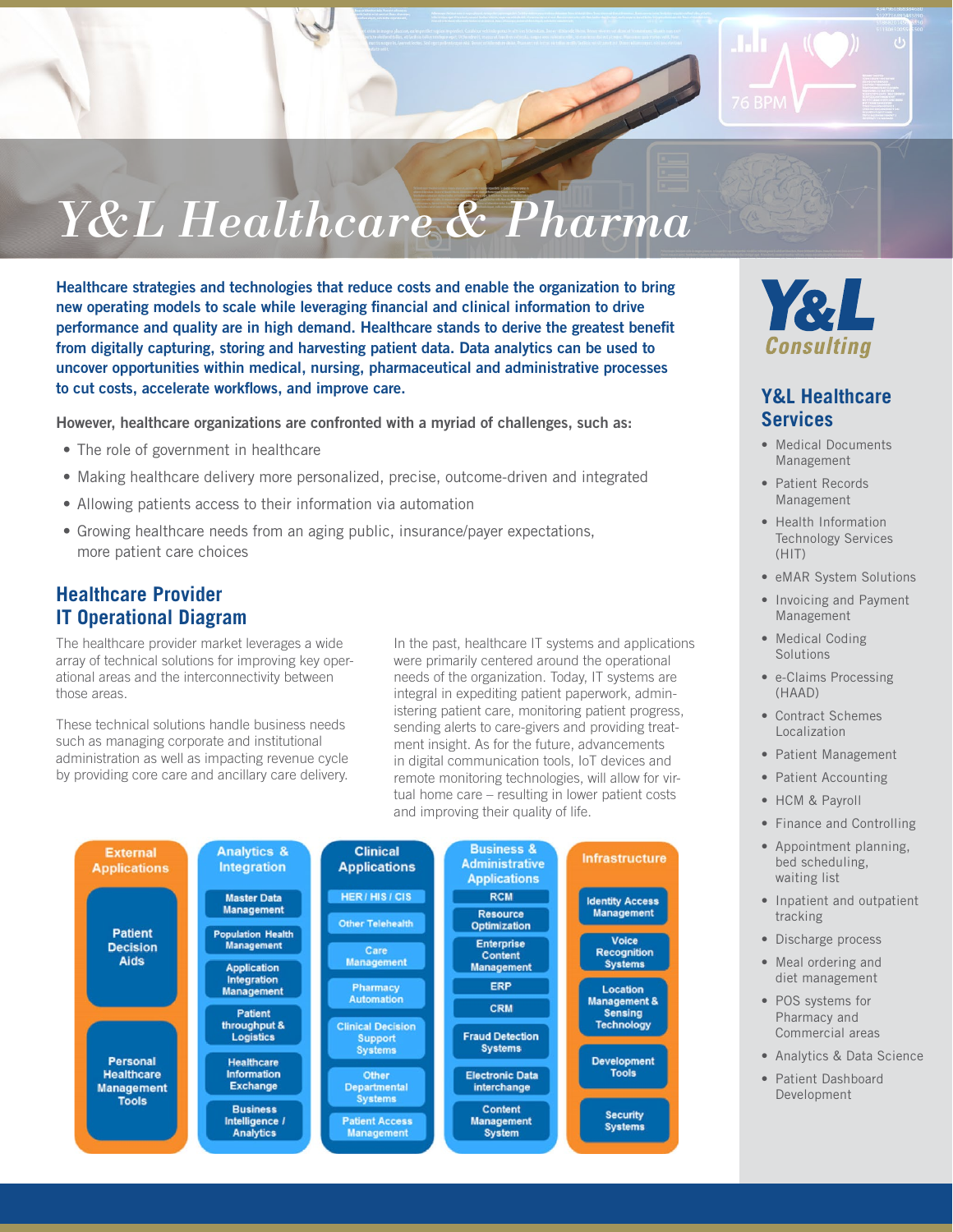# Y&L Healthcare & Pharma

**Healthcare strategies and technologies that reduce costs and enable the organization to bring new operating models to scale while leveraging financial and clinical information to drive performance and quality are in high demand. Healthcare stands to derive the greatest benefit from digitally capturing, storing and harvesting patient data. Data analytics can be used to uncover opportunities within medical, nursing, pharmaceutical and administrative processes to cut costs, accelerate workflows, and improve care.**

**However, healthcare organizations are confronted with a myriad of challenges, such as:**

- The role of government in healthcare
- Making healthcare delivery more personalized, precise, outcome-driven and integrated
- Allowing patients access to their information via automation
- Growing healthcare needs from an aging public, insurance/payer expectations, more patient care choices

## Healthcare Provider IT Operational Diagram

The healthcare provider market leverages a wide array of technical solutions for improving key operational areas and the interconnectivity between those areas.

These technical solutions handle business needs such as managing corporate and institutional administration as well as impacting revenue cycle by providing core care and ancillary care delivery.

In the past, healthcare IT systems and applications were primarily centered around the operational needs of the organization. Today, IT systems are integral in expediting patient paperwork, administering patient care, monitoring patient progress, sending alerts to care-givers and providing treatment insight. As for the future, advancements in digital communication tools, IoT devices and remote monitoring technologies, will allow for virtual home care – resulting in lower patient costs and improving their quality of life.

| External Applications | Analytics & Integration | Clinical Applications | Business & Administrative Applications | Infrastructure |
|---|---|---|---|---|
| Patient Decision Aids | Master Data Management | HER / HIS / CIS | RCM | Identity Access Management |
| Personal Healthcare Management Tools | Population Health Management | Other Telehealth | Resource Optimization | Voice Recognition Systems |
| | Application Integration Management | Care Management | Enterprise Content Management | Location Management & Sensing Technology |
| | Patient throughput & Logistics | Pharmacy Automation | ERP | Development Tools |
| | Healthcare Information Exchange | Clinical Decision Support Systems | CRM | Security Systems |
| | Business Intelligence / Analytics | Other Departmental Systems | Fraud Detection Systems | |
| | | Patient Access Management | Electronic Data interchange | |
| | | | Content Management System | |

**Y&L Consulting**

## Y&L Healthcare Services

- Medical Documents Management
- Patient Records Management
- Health Information Technology Services (HIT)
- eMAR System Solutions
- Invoicing and Payment Management
- Medical Coding Solutions
- e-Claims Processing (HAAD)
- Contract Schemes Localization
- Patient Management
- Patient Accounting
- HCM & Payroll
- Finance and Controlling
- Appointment planning, bed scheduling, waiting list
- Inpatient and outpatient tracking
- Discharge process
- Meal ordering and diet management
- POS systems for Pharmacy and Commercial areas
- Analytics & Data Science
- Patient Dashboard Development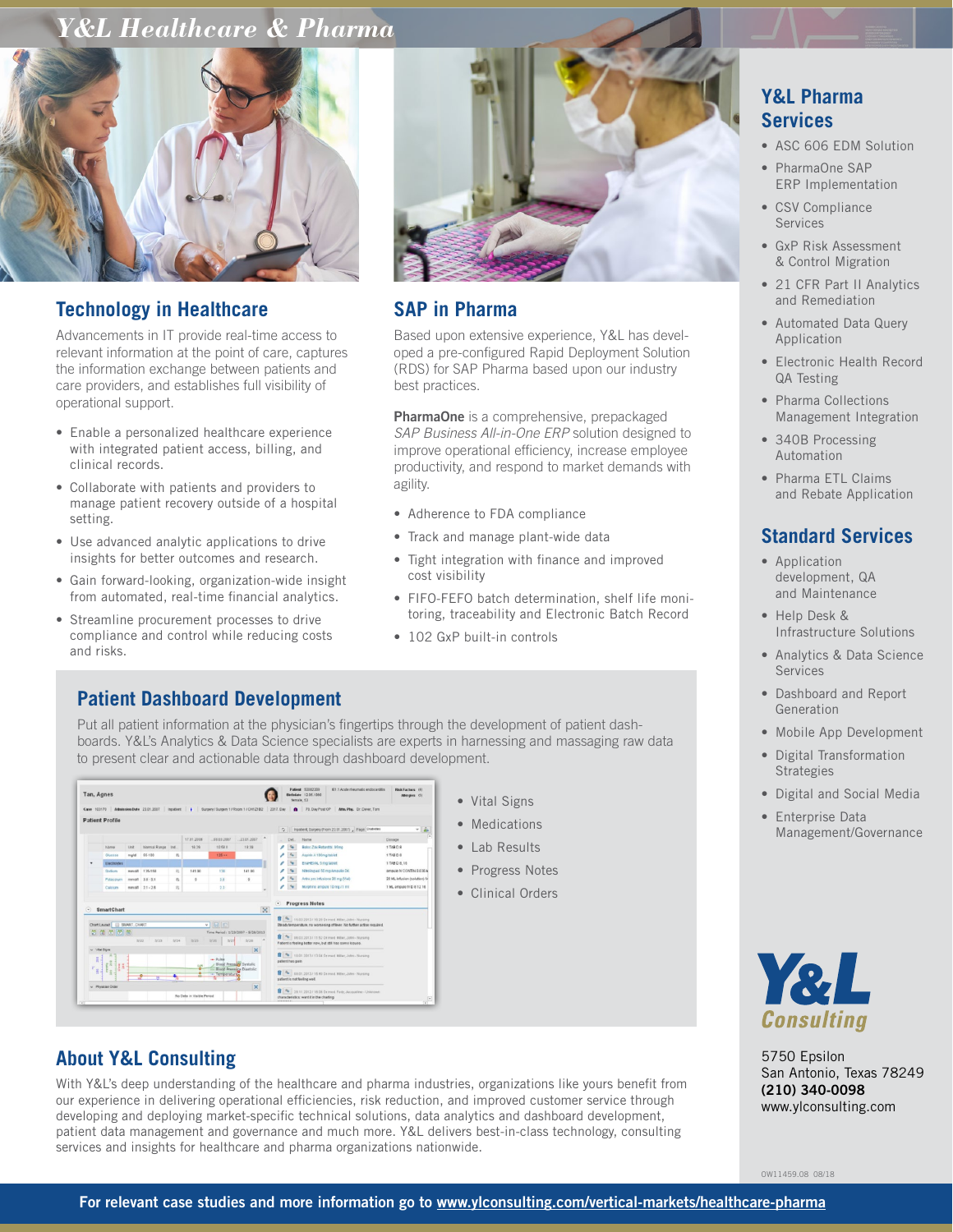# Y&L Healthcare & Pharma

## Technology in Healthcare

Advancements in IT provide real-time access to relevant information at the point of care, captures the information exchange between patients and care providers, and establishes full visibility of operational support.

- Enable a personalized healthcare experience with integrated patient access, billing, and clinical records.
- Collaborate with patients and providers to manage patient recovery outside of a hospital setting.
- Use advanced analytic applications to drive insights for better outcomes and research.
- Gain forward-looking, organization-wide insight from automated, real-time financial analytics.
- Streamline procurement processes to drive compliance and control while reducing costs and risks.

## SAP in Pharma

Based upon extensive experience, Y&L has developed a pre-configured Rapid Deployment Solution (RDS) for SAP Pharma based upon our industry best practices.

**PharmaOne** is a comprehensive, prepackaged *SAP Business All-in-One ERP* solution designed to improve operational efficiency, increase employee productivity, and respond to market demands with agility.

- Adherence to FDA compliance
- Track and manage plant-wide data
- Tight integration with finance and improved cost visibility
- FIFO-FEFO batch determination, shelf life monitoring, traceability and Electronic Batch Record
- 102 GxP built-in controls

## Patient Dashboard Development

Put all patient information at the physician's fingertips through the development of patient dashboards. Y&L's Analytics & Data Science specialists are experts in harnessing and massaging raw data to present clear and actionable data through dashboard development.

- Vital Signs
- Medications
- Lab Results
- Progress Notes
- Clinical Orders

## About Y&L Consulting

With Y&L's deep understanding of the healthcare and pharma industries, organizations like yours benefit from our experience in delivering operational efficiencies, risk reduction, and improved customer service through developing and deploying market-specific technical solutions, data analytics and dashboard development, patient data management and governance and much more. Y&L delivers best-in-class technology, consulting services and insights for healthcare and pharma organizations nationwide.

## Y&L Pharma Services

- ASC 606 EDM Solution
- PharmaOne SAP ERP Implementation
- CSV Compliance Services
- GxP Risk Assessment & Control Migration
- 21 CFR Part II Analytics and Remediation
- Automated Data Query Application
- Electronic Health Record QA Testing
- Pharma Collections Management Integration
- 340B Processing Automation
- Pharma ETL Claims and Rebate Application

## Standard Services

- Application development, QA and Maintenance
- Help Desk & Infrastructure Solutions
- Analytics & Data Science Services
- Dashboard and Report Generation
- Mobile App Development
- Digital Transformation Strategies
- Digital and Social Media
- Enterprise Data Management/Governance

Y&L Consulting

5750 Epsilon
San Antonio, Texas 78249
**(210) 340-0098**
www.ylconsulting.com

0W11459.08 08/18

**For relevant case studies and more information go to www.ylconsulting.com/vertical-markets/healthcare-pharma**